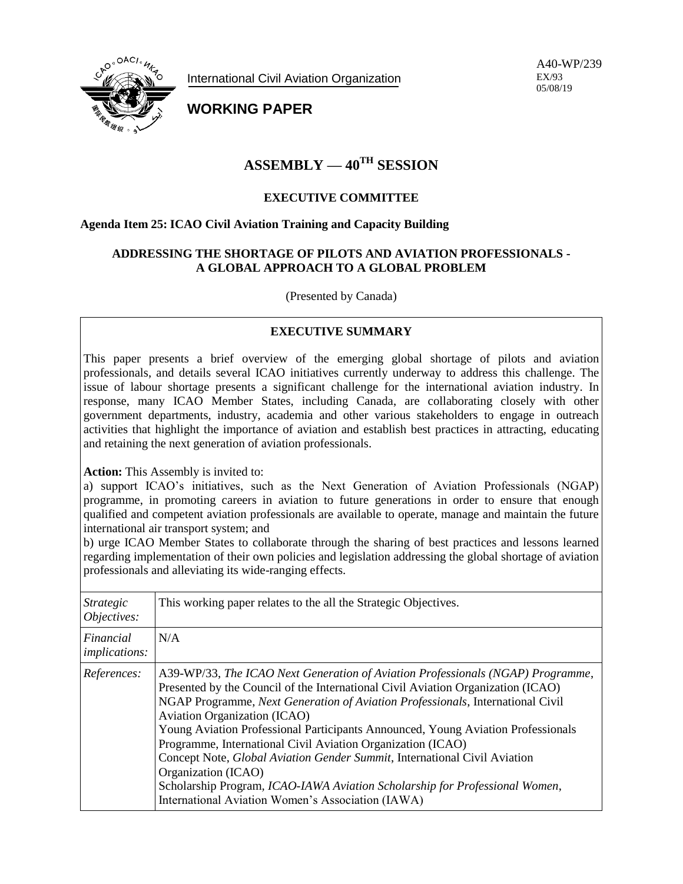International Civil Aviation Organization

A40-WP/239
EX/93
05/08/19

**WORKING PAPER**

# ASSEMBLY — 40TH SESSION

## EXECUTIVE COMMITTEE

**Agenda Item 25: ICAO Civil Aviation Training and Capacity Building**

### ADDRESSING THE SHORTAGE OF PILOTS AND AVIATION PROFESSIONALS - A GLOBAL APPROACH TO A GLOBAL PROBLEM

(Presented by Canada)

**EXECUTIVE SUMMARY**

This paper presents a brief overview of the emerging global shortage of pilots and aviation professionals, and details several ICAO initiatives currently underway to address this challenge. The issue of labour shortage presents a significant challenge for the international aviation industry. In response, many ICAO Member States, including Canada, are collaborating closely with other government departments, industry, academia and other various stakeholders to engage in outreach activities that highlight the importance of aviation and establish best practices in attracting, educating and retaining the next generation of aviation professionals.

**Action:** This Assembly is invited to:
a) support ICAO's initiatives, such as the Next Generation of Aviation Professionals (NGAP) programme, in promoting careers in aviation to future generations in order to ensure that enough qualified and competent aviation professionals are available to operate, manage and maintain the future international air transport system; and
b) urge ICAO Member States to collaborate through the sharing of best practices and lessons learned regarding implementation of their own policies and legislation addressing the global shortage of aviation professionals and alleviating its wide-ranging effects.

| | |
|---|---|
| *Strategic Objectives:* | This working paper relates to the all the Strategic Objectives. |
| *Financial implications:* | N/A |
| *References:* | A39-WP/33, *The ICAO Next Generation of Aviation Professionals (NGAP) Programme*, Presented by the Council of the International Civil Aviation Organization (ICAO)<br>NGAP Programme, *Next Generation of Aviation Professionals*, International Civil Aviation Organization (ICAO)<br>Young Aviation Professional Participants Announced, Young Aviation Professionals Programme, International Civil Aviation Organization (ICAO)<br>Concept Note, *Global Aviation Gender Summit*, International Civil Aviation Organization (ICAO)<br>Scholarship Program, *ICAO-IAWA Aviation Scholarship for Professional Women*, International Aviation Women's Association (IAWA) |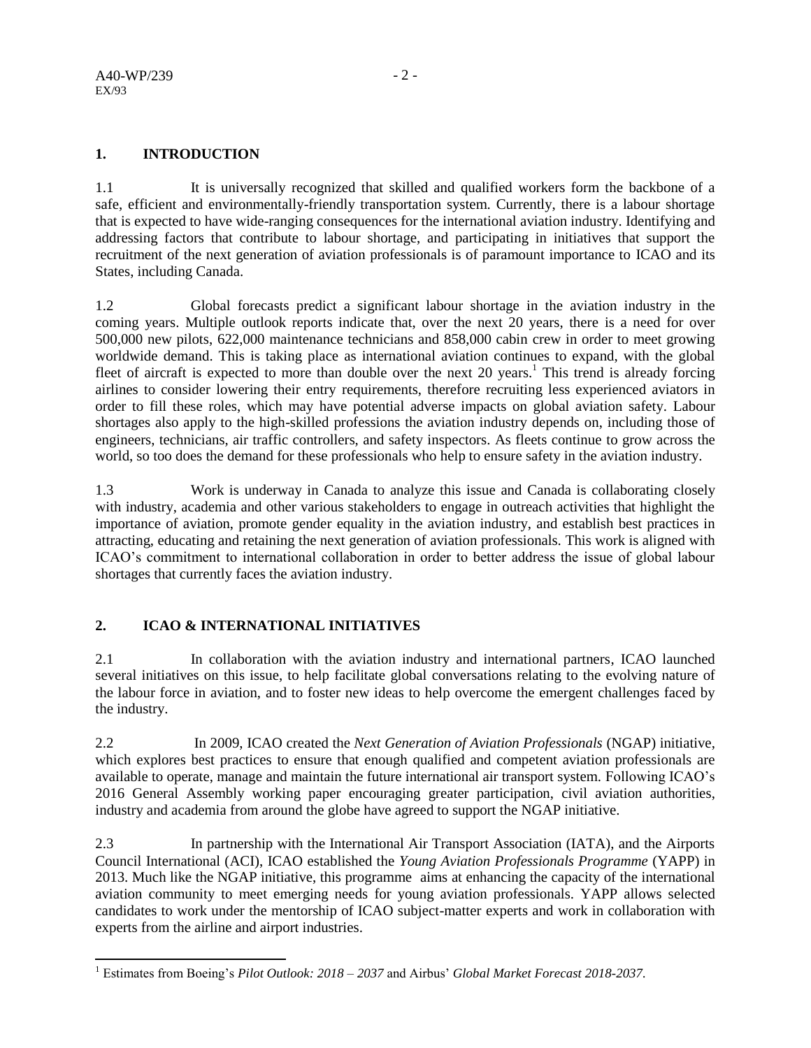## 1. INTRODUCTION

1.1 It is universally recognized that skilled and qualified workers form the backbone of a safe, efficient and environmentally-friendly transportation system. Currently, there is a labour shortage that is expected to have wide-ranging consequences for the international aviation industry. Identifying and addressing factors that contribute to labour shortage, and participating in initiatives that support the recruitment of the next generation of aviation professionals is of paramount importance to ICAO and its States, including Canada.

1.2 Global forecasts predict a significant labour shortage in the aviation industry in the coming years. Multiple outlook reports indicate that, over the next 20 years, there is a need for over 500,000 new pilots, 622,000 maintenance technicians and 858,000 cabin crew in order to meet growing worldwide demand. This is taking place as international aviation continues to expand, with the global fleet of aircraft is expected to more than double over the next 20 years.[1] This trend is already forcing airlines to consider lowering their entry requirements, therefore recruiting less experienced aviators in order to fill these roles, which may have potential adverse impacts on global aviation safety. Labour shortages also apply to the high-skilled professions the aviation industry depends on, including those of engineers, technicians, air traffic controllers, and safety inspectors. As fleets continue to grow across the world, so too does the demand for these professionals who help to ensure safety in the aviation industry.

1.3 Work is underway in Canada to analyze this issue and Canada is collaborating closely with industry, academia and other various stakeholders to engage in outreach activities that highlight the importance of aviation, promote gender equality in the aviation industry, and establish best practices in attracting, educating and retaining the next generation of aviation professionals. This work is aligned with ICAO's commitment to international collaboration in order to better address the issue of global labour shortages that currently faces the aviation industry.

## 2. ICAO & INTERNATIONAL INITIATIVES

2.1 In collaboration with the aviation industry and international partners, ICAO launched several initiatives on this issue, to help facilitate global conversations relating to the evolving nature of the labour force in aviation, and to foster new ideas to help overcome the emergent challenges faced by the industry.

2.2 In 2009, ICAO created the *Next Generation of Aviation Professionals* (NGAP) initiative, which explores best practices to ensure that enough qualified and competent aviation professionals are available to operate, manage and maintain the future international air transport system. Following ICAO's 2016 General Assembly working paper encouraging greater participation, civil aviation authorities, industry and academia from around the globe have agreed to support the NGAP initiative.

2.3 In partnership with the International Air Transport Association (IATA), and the Airports Council International (ACI), ICAO established the *Young Aviation Professionals Programme* (YAPP) in 2013. Much like the NGAP initiative, this programme aims at enhancing the capacity of the international aviation community to meet emerging needs for young aviation professionals. YAPP allows selected candidates to work under the mentorship of ICAO subject-matter experts and work in collaboration with experts from the airline and airport industries.

---

[1] Estimates from Boeing's *Pilot Outlook: 2018 – 2037* and Airbus' *Global Market Forecast 2018-2037*.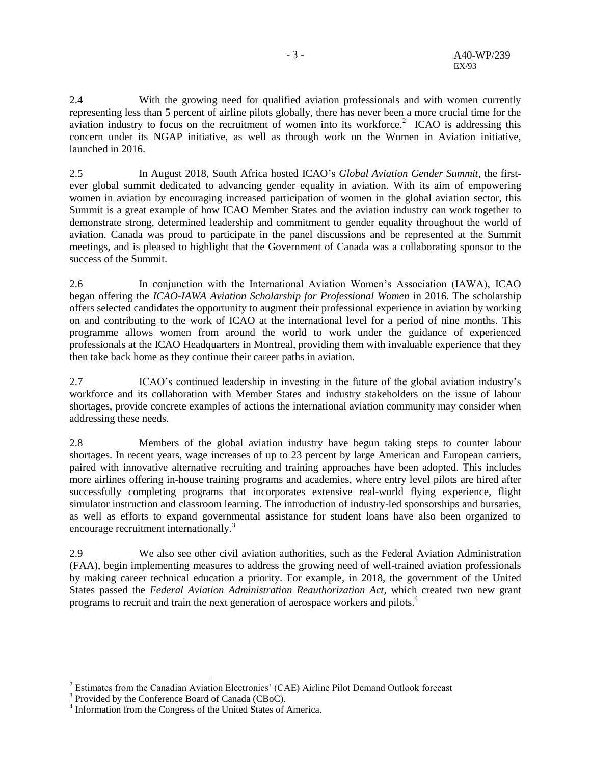2.4 With the growing need for qualified aviation professionals and with women currently representing less than 5 percent of airline pilots globally, there has never been a more crucial time for the aviation industry to focus on the recruitment of women into its workforce.[2] ICAO is addressing this concern under its NGAP initiative, as well as through work on the Women in Aviation initiative, launched in 2016.

2.5 In August 2018, South Africa hosted ICAO's *Global Aviation Gender Summit*, the first-ever global summit dedicated to advancing gender equality in aviation. With its aim of empowering women in aviation by encouraging increased participation of women in the global aviation sector, this Summit is a great example of how ICAO Member States and the aviation industry can work together to demonstrate strong, determined leadership and commitment to gender equality throughout the world of aviation. Canada was proud to participate in the panel discussions and be represented at the Summit meetings, and is pleased to highlight that the Government of Canada was a collaborating sponsor to the success of the Summit.

2.6 In conjunction with the International Aviation Women's Association (IAWA), ICAO began offering the *ICAO-IAWA Aviation Scholarship for Professional Women* in 2016. The scholarship offers selected candidates the opportunity to augment their professional experience in aviation by working on and contributing to the work of ICAO at the international level for a period of nine months. This programme allows women from around the world to work under the guidance of experienced professionals at the ICAO Headquarters in Montreal, providing them with invaluable experience that they then take back home as they continue their career paths in aviation.

2.7 ICAO's continued leadership in investing in the future of the global aviation industry's workforce and its collaboration with Member States and industry stakeholders on the issue of labour shortages, provide concrete examples of actions the international aviation community may consider when addressing these needs.

2.8 Members of the global aviation industry have begun taking steps to counter labour shortages. In recent years, wage increases of up to 23 percent by large American and European carriers, paired with innovative alternative recruiting and training approaches have been adopted. This includes more airlines offering in-house training programs and academies, where entry level pilots are hired after successfully completing programs that incorporates extensive real-world flying experience, flight simulator instruction and classroom learning. The introduction of industry-led sponsorships and bursaries, as well as efforts to expand governmental assistance for student loans have also been organized to encourage recruitment internationally.[3]

2.9 We also see other civil aviation authorities, such as the Federal Aviation Administration (FAA), begin implementing measures to address the growing need of well-trained aviation professionals by making career technical education a priority. For example, in 2018, the government of the United States passed the *Federal Aviation Administration Reauthorization Act*, which created two new grant programs to recruit and train the next generation of aerospace workers and pilots.[4]

---

[2] Estimates from the Canadian Aviation Electronics' (CAE) Airline Pilot Demand Outlook forecast

[3] Provided by the Conference Board of Canada (CBoC).

[4] Information from the Congress of the United States of America.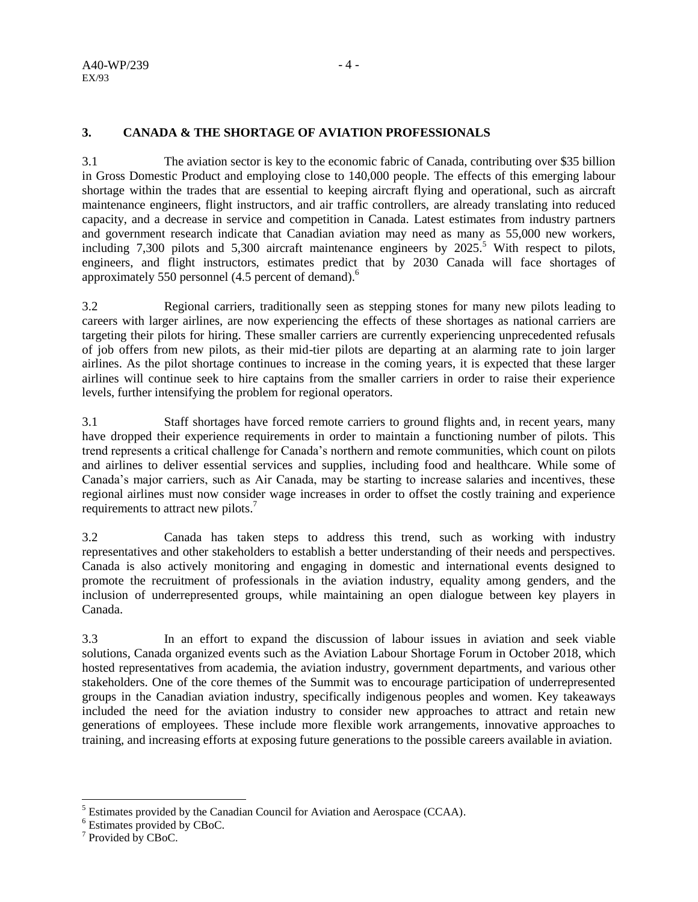## 3. CANADA & THE SHORTAGE OF AVIATION PROFESSIONALS

3.1 The aviation sector is key to the economic fabric of Canada, contributing over $35 billion in Gross Domestic Product and employing close to 140,000 people. The effects of this emerging labour shortage within the trades that are essential to keeping aircraft flying and operational, such as aircraft maintenance engineers, flight instructors, and air traffic controllers, are already translating into reduced capacity, and a decrease in service and competition in Canada. Latest estimates from industry partners and government research indicate that Canadian aviation may need as many as 55,000 new workers, including 7,300 pilots and 5,300 aircraft maintenance engineers by 2025.[5] With respect to pilots, engineers, and flight instructors, estimates predict that by 2030 Canada will face shortages of approximately 550 personnel (4.5 percent of demand).[6]

3.2 Regional carriers, traditionally seen as stepping stones for many new pilots leading to careers with larger airlines, are now experiencing the effects of these shortages as national carriers are targeting their pilots for hiring. These smaller carriers are currently experiencing unprecedented refusals of job offers from new pilots, as their mid-tier pilots are departing at an alarming rate to join larger airlines. As the pilot shortage continues to increase in the coming years, it is expected that these larger airlines will continue seek to hire captains from the smaller carriers in order to raise their experience levels, further intensifying the problem for regional operators.

3.1 Staff shortages have forced remote carriers to ground flights and, in recent years, many have dropped their experience requirements in order to maintain a functioning number of pilots. This trend represents a critical challenge for Canada's northern and remote communities, which count on pilots and airlines to deliver essential services and supplies, including food and healthcare. While some of Canada's major carriers, such as Air Canada, may be starting to increase salaries and incentives, these regional airlines must now consider wage increases in order to offset the costly training and experience requirements to attract new pilots.[7]

3.2 Canada has taken steps to address this trend, such as working with industry representatives and other stakeholders to establish a better understanding of their needs and perspectives. Canada is also actively monitoring and engaging in domestic and international events designed to promote the recruitment of professionals in the aviation industry, equality among genders, and the inclusion of underrepresented groups, while maintaining an open dialogue between key players in Canada.

3.3 In an effort to expand the discussion of labour issues in aviation and seek viable solutions, Canada organized events such as the Aviation Labour Shortage Forum in October 2018, which hosted representatives from academia, the aviation industry, government departments, and various other stakeholders. One of the core themes of the Summit was to encourage participation of underrepresented groups in the Canadian aviation industry, specifically indigenous peoples and women. Key takeaways included the need for the aviation industry to consider new approaches to attract and retain new generations of employees. These include more flexible work arrangements, innovative approaches to training, and increasing efforts at exposing future generations to the possible careers available in aviation.

---

[5] Estimates provided by the Canadian Council for Aviation and Aerospace (CCAA).

[6] Estimates provided by CBoC.

[7] Provided by CBoC.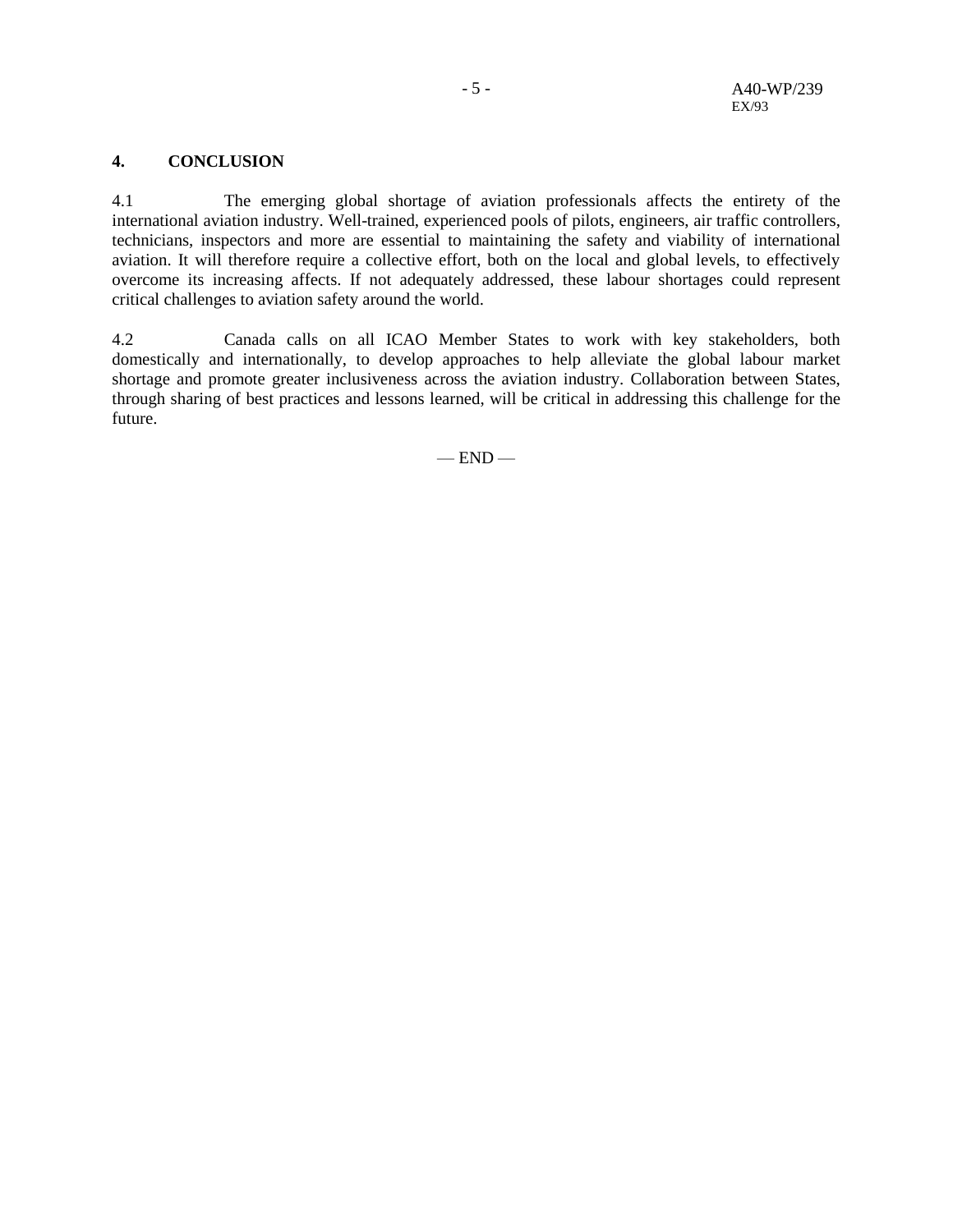## 4. CONCLUSION

4.1 The emerging global shortage of aviation professionals affects the entirety of the international aviation industry. Well-trained, experienced pools of pilots, engineers, air traffic controllers, technicians, inspectors and more are essential to maintaining the safety and viability of international aviation. It will therefore require a collective effort, both on the local and global levels, to effectively overcome its increasing affects. If not adequately addressed, these labour shortages could represent critical challenges to aviation safety around the world.

4.2 Canada calls on all ICAO Member States to work with key stakeholders, both domestically and internationally, to develop approaches to help alleviate the global labour market shortage and promote greater inclusiveness across the aviation industry. Collaboration between States, through sharing of best practices and lessons learned, will be critical in addressing this challenge for the future.

— END —